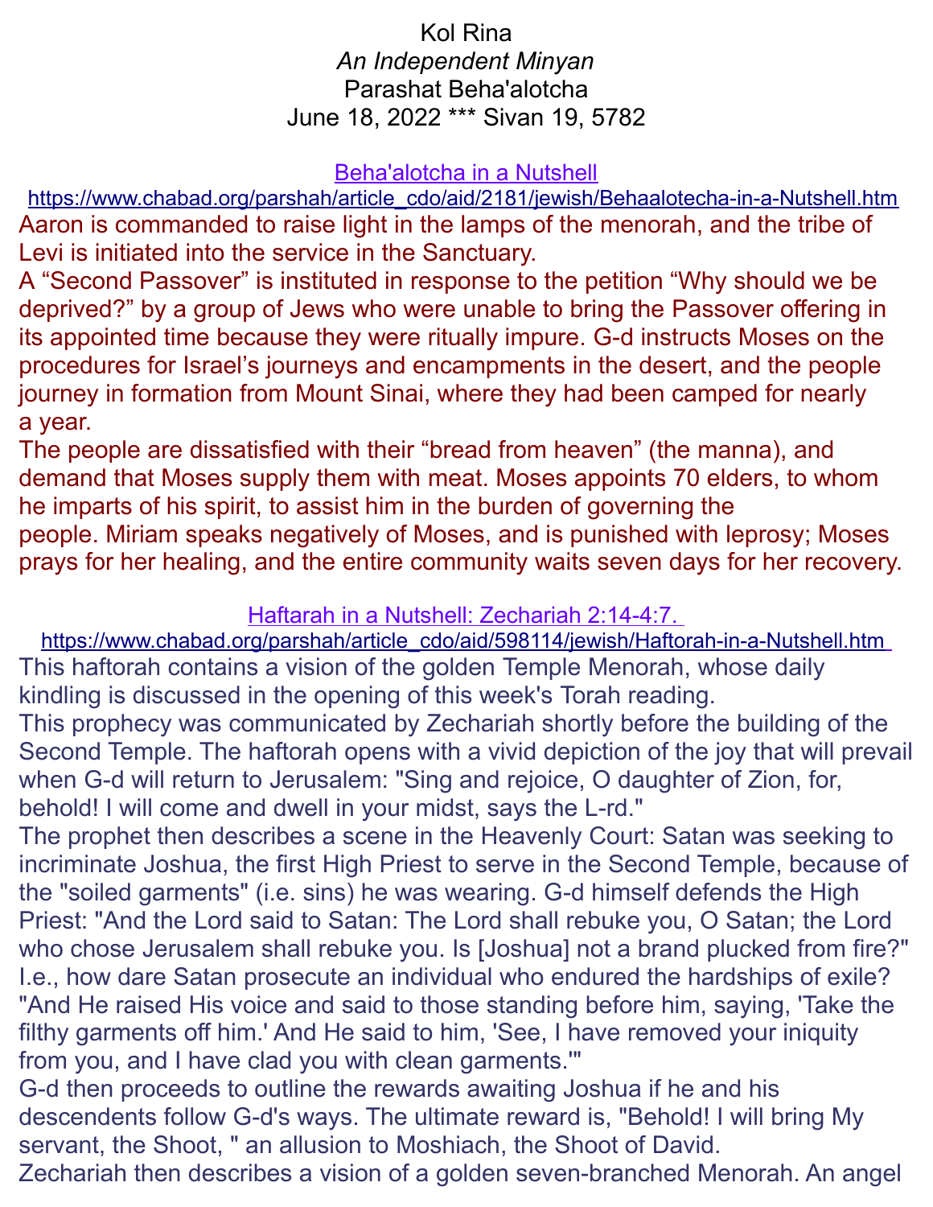# Kol Rina

*An Independent Minyan*

Parashat Beha'alotcha

June 18, 2022 *** Sivan 19, 5782

## Beha'alotcha in a Nutshell

https://www.chabad.org/parshah/article_cdo/aid/2181/jewish/Behaalotecha-in-a-Nutshell.htm

Aaron is commanded to raise light in the lamps of the menorah, and the tribe of Levi is initiated into the service in the Sanctuary.

A "Second Passover" is instituted in response to the petition "Why should we be deprived?" by a group of Jews who were unable to bring the Passover offering in its appointed time because they were ritually impure. G-d instructs Moses on the procedures for Israel's journeys and encampments in the desert, and the people journey in formation from Mount Sinai, where they had been camped for nearly a year.

The people are dissatisfied with their "bread from heaven" (the manna), and demand that Moses supply them with meat. Moses appoints 70 elders, to whom he imparts of his spirit, to assist him in the burden of governing the people. Miriam speaks negatively of Moses, and is punished with leprosy; Moses prays for her healing, and the entire community waits seven days for her recovery.

## Haftarah in a Nutshell: Zechariah 2:14-4:7.

https://www.chabad.org/parshah/article_cdo/aid/598114/jewish/Haftorah-in-a-Nutshell.htm

This haftorah contains a vision of the golden Temple Menorah, whose daily kindling is discussed in the opening of this week's Torah reading.

This prophecy was communicated by Zechariah shortly before the building of the Second Temple. The haftorah opens with a vivid depiction of the joy that will prevail when G-d will return to Jerusalem: "Sing and rejoice, O daughter of Zion, for, behold! I will come and dwell in your midst, says the L-rd."

The prophet then describes a scene in the Heavenly Court: Satan was seeking to incriminate Joshua, the first High Priest to serve in the Second Temple, because of the "soiled garments" (i.e. sins) he was wearing. G-d himself defends the High Priest: "And the Lord said to Satan: The Lord shall rebuke you, O Satan; the Lord who chose Jerusalem shall rebuke you. Is [Joshua] not a brand plucked from fire?" I.e., how dare Satan prosecute an individual who endured the hardships of exile? "And He raised His voice and said to those standing before him, saying, 'Take the filthy garments off him.' And He said to him, 'See, I have removed your iniquity from you, and I have clad you with clean garments.'"

G-d then proceeds to outline the rewards awaiting Joshua if he and his descendents follow G-d's ways. The ultimate reward is, "Behold! I will bring My servant, the Shoot, " an allusion to Moshiach, the Shoot of David.

Zechariah then describes a vision of a golden seven-branched Menorah. An angel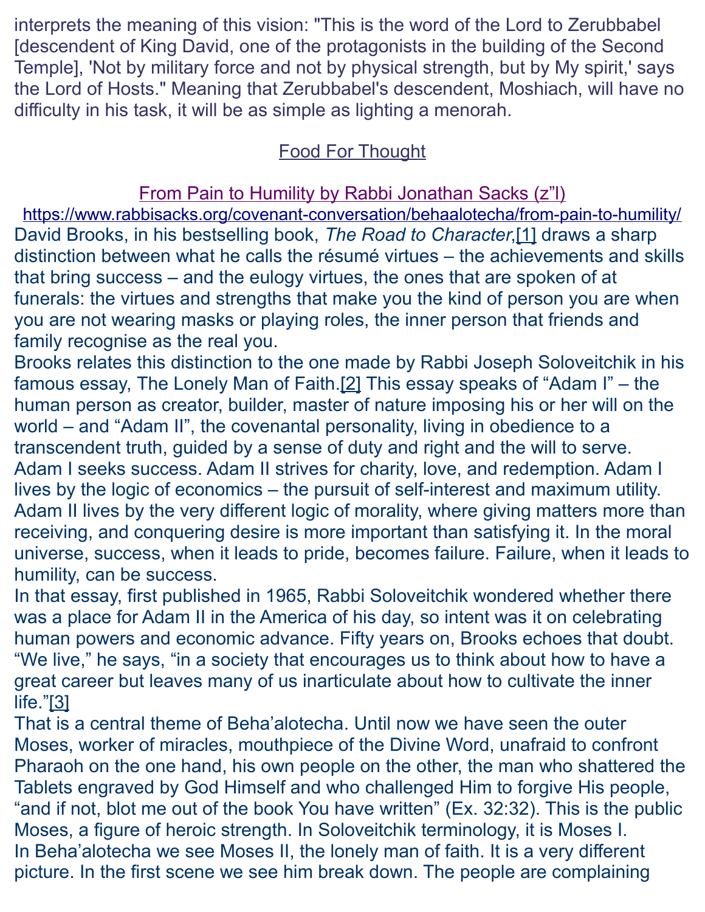interprets the meaning of this vision: "This is the word of the Lord to Zerubbabel [descendent of King David, one of the protagonists in the building of the Second Temple], 'Not by military force and not by physical strength, but by My spirit,' says the Lord of Hosts." Meaning that Zerubbabel's descendent, Moshiach, will have no difficulty in his task, it will be as simple as lighting a menorah.

## Food For Thought

### From Pain to Humility by Rabbi Jonathan Sacks (z"l)

https://www.rabbisacks.org/covenant-conversation/behaalotecha/from-pain-to-humility/

David Brooks, in his bestselling book, *The Road to Character*,[1] draws a sharp distinction between what he calls the résumé virtues – the achievements and skills that bring success – and the eulogy virtues, the ones that are spoken of at funerals: the virtues and strengths that make you the kind of person you are when you are not wearing masks or playing roles, the inner person that friends and family recognise as the real you.

Brooks relates this distinction to the one made by Rabbi Joseph Soloveitchik in his famous essay, The Lonely Man of Faith.[2] This essay speaks of "Adam I" – the human person as creator, builder, master of nature imposing his or her will on the world – and "Adam II", the covenantal personality, living in obedience to a transcendent truth, guided by a sense of duty and right and the will to serve. Adam I seeks success. Adam II strives for charity, love, and redemption. Adam I lives by the logic of economics – the pursuit of self-interest and maximum utility. Adam II lives by the very different logic of morality, where giving matters more than receiving, and conquering desire is more important than satisfying it. In the moral universe, success, when it leads to pride, becomes failure. Failure, when it leads to humility, can be success.

In that essay, first published in 1965, Rabbi Soloveitchik wondered whether there was a place for Adam II in the America of his day, so intent was it on celebrating human powers and economic advance. Fifty years on, Brooks echoes that doubt. "We live," he says, "in a society that encourages us to think about how to have a great career but leaves many of us inarticulate about how to cultivate the inner life."[3]

That is a central theme of Beha'alotecha. Until now we have seen the outer Moses, worker of miracles, mouthpiece of the Divine Word, unafraid to confront Pharaoh on the one hand, his own people on the other, the man who shattered the Tablets engraved by God Himself and who challenged Him to forgive His people, "and if not, blot me out of the book You have written" (Ex. 32:32). This is the public Moses, a figure of heroic strength. In Soloveitchik terminology, it is Moses I.

In Beha'alotecha we see Moses II, the lonely man of faith. It is a very different picture. In the first scene we see him break down. The people are complaining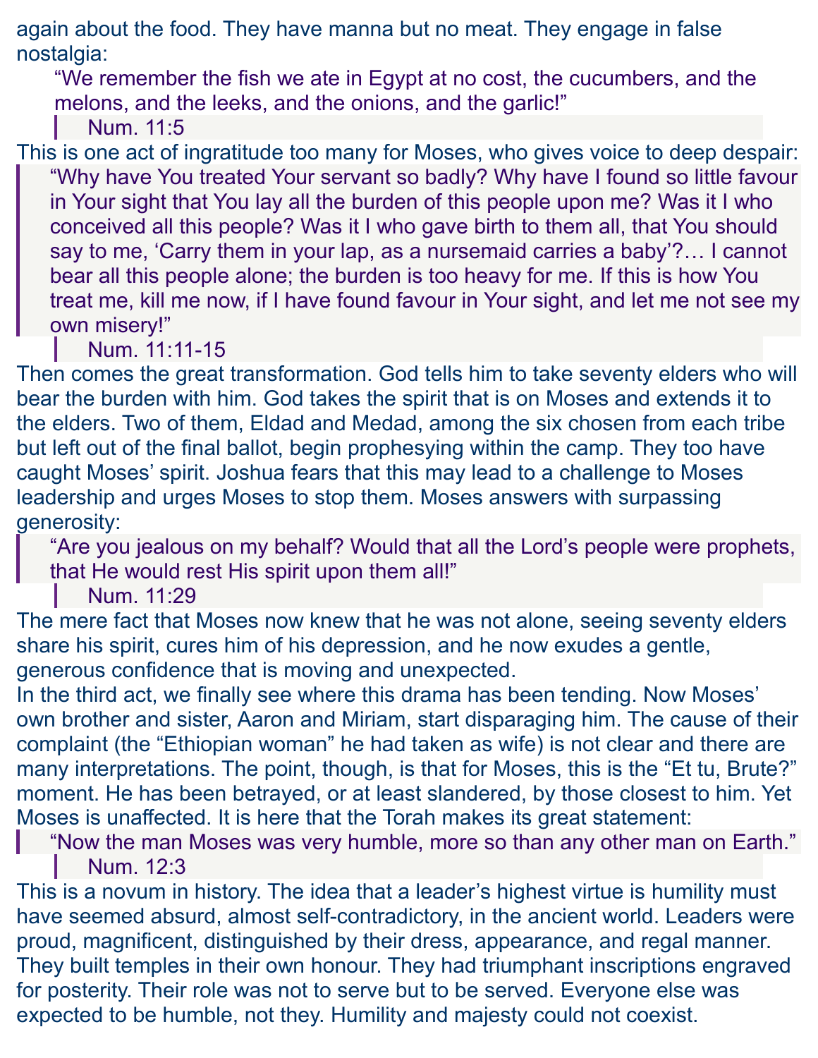again about the food. They have manna but no meat. They engage in false nostalgia:

> "We remember the fish we ate in Egypt at no cost, the cucumbers, and the melons, and the leeks, and the onions, and the garlic!"
>
> Num. 11:5

This is one act of ingratitude too many for Moses, who gives voice to deep despair:

> "Why have You treated Your servant so badly? Why have I found so little favour in Your sight that You lay all the burden of this people upon me? Was it I who conceived all this people? Was it I who gave birth to them all, that You should say to me, 'Carry them in your lap, as a nursemaid carries a baby'?… I cannot bear all this people alone; the burden is too heavy for me. If this is how You treat me, kill me now, if I have found favour in Your sight, and let me not see my own misery!"
>
> Num. 11:11-15

Then comes the great transformation. God tells him to take seventy elders who will bear the burden with him. God takes the spirit that is on Moses and extends it to the elders. Two of them, Eldad and Medad, among the six chosen from each tribe but left out of the final ballot, begin prophesying within the camp. They too have caught Moses' spirit. Joshua fears that this may lead to a challenge to Moses leadership and urges Moses to stop them. Moses answers with surpassing generosity:

> "Are you jealous on my behalf? Would that all the Lord's people were prophets, that He would rest His spirit upon them all!"
>
> Num. 11:29

The mere fact that Moses now knew that he was not alone, seeing seventy elders share his spirit, cures him of his depression, and he now exudes a gentle, generous confidence that is moving and unexpected.

In the third act, we finally see where this drama has been tending. Now Moses' own brother and sister, Aaron and Miriam, start disparaging him. The cause of their complaint (the "Ethiopian woman" he had taken as wife) is not clear and there are many interpretations. The point, though, is that for Moses, this is the "Et tu, Brute?" moment. He has been betrayed, or at least slandered, by those closest to him. Yet Moses is unaffected. It is here that the Torah makes its great statement:

> "Now the man Moses was very humble, more so than any other man on Earth."
>
> Num. 12:3

This is a novum in history. The idea that a leader's highest virtue is humility must have seemed absurd, almost self-contradictory, in the ancient world. Leaders were proud, magnificent, distinguished by their dress, appearance, and regal manner. They built temples in their own honour. They had triumphant inscriptions engraved for posterity. Their role was not to serve but to be served. Everyone else was expected to be humble, not they. Humility and majesty could not coexist.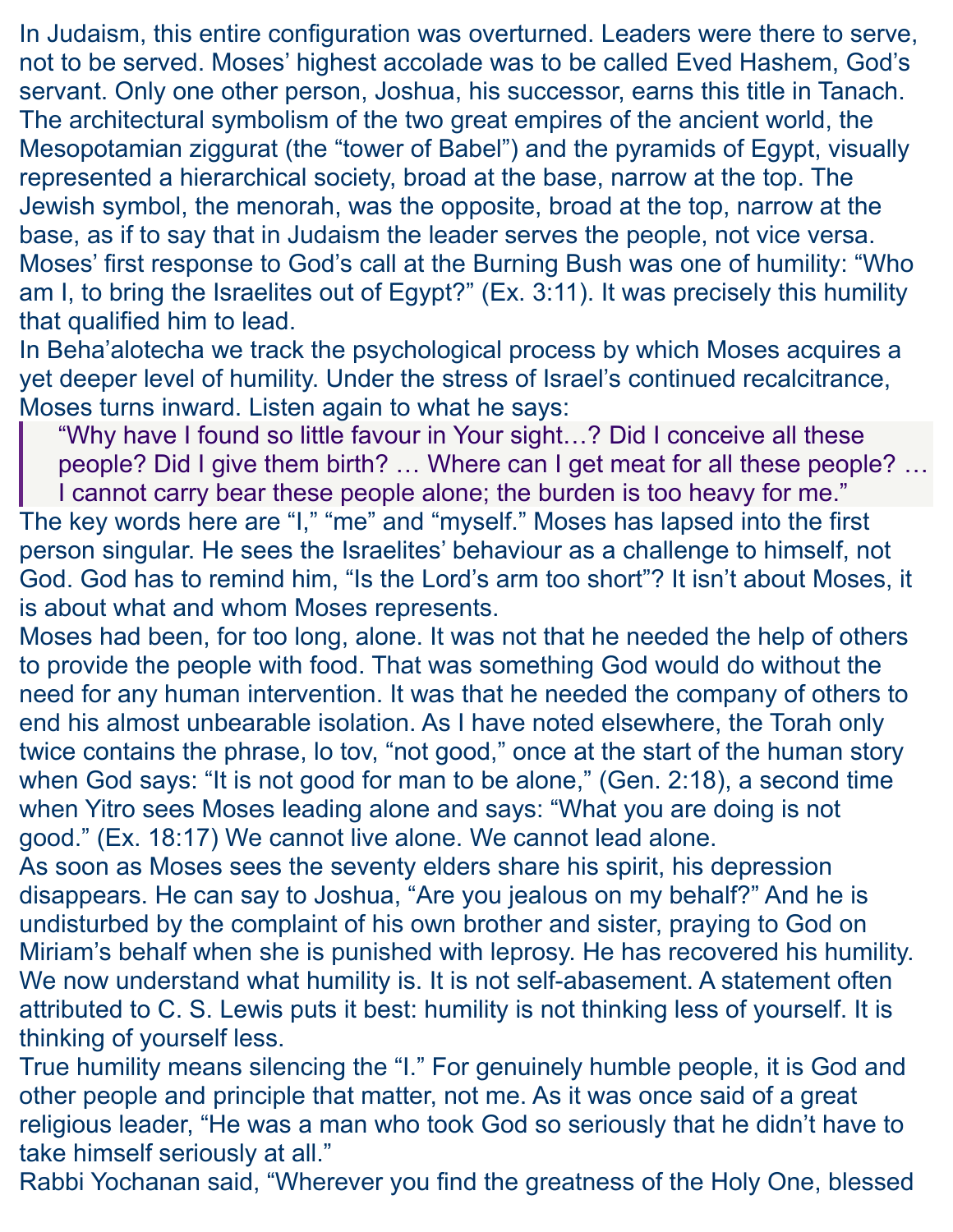In Judaism, this entire configuration was overturned. Leaders were there to serve, not to be served. Moses' highest accolade was to be called Eved Hashem, God's servant. Only one other person, Joshua, his successor, earns this title in Tanach. The architectural symbolism of the two great empires of the ancient world, the Mesopotamian ziggurat (the "tower of Babel") and the pyramids of Egypt, visually represented a hierarchical society, broad at the base, narrow at the top. The Jewish symbol, the menorah, was the opposite, broad at the top, narrow at the base, as if to say that in Judaism the leader serves the people, not vice versa. Moses' first response to God's call at the Burning Bush was one of humility: "Who am I, to bring the Israelites out of Egypt?" (Ex. 3:11). It was precisely this humility that qualified him to lead.

In Beha'alotecha we track the psychological process by which Moses acquires a yet deeper level of humility. Under the stress of Israel's continued recalcitrance, Moses turns inward. Listen again to what he says:

> "Why have I found so little favour in Your sight…? Did I conceive all these people? Did I give them birth? … Where can I get meat for all these people? … I cannot carry bear these people alone; the burden is too heavy for me."

The key words here are "I," "me" and "myself." Moses has lapsed into the first person singular. He sees the Israelites' behaviour as a challenge to himself, not God. God has to remind him, "Is the Lord's arm too short"? It isn't about Moses, it is about what and whom Moses represents.

Moses had been, for too long, alone. It was not that he needed the help of others to provide the people with food. That was something God would do without the need for any human intervention. It was that he needed the company of others to end his almost unbearable isolation. As I have noted elsewhere, the Torah only twice contains the phrase, lo tov, "not good," once at the start of the human story when God says: "It is not good for man to be alone," (Gen. 2:18), a second time when Yitro sees Moses leading alone and says: "What you are doing is not good." (Ex. 18:17) We cannot live alone. We cannot lead alone.

As soon as Moses sees the seventy elders share his spirit, his depression disappears. He can say to Joshua, "Are you jealous on my behalf?" And he is undisturbed by the complaint of his own brother and sister, praying to God on Miriam's behalf when she is punished with leprosy. He has recovered his humility.

We now understand what humility is. It is not self-abasement. A statement often attributed to C. S. Lewis puts it best: humility is not thinking less of yourself. It is thinking of yourself less.

True humility means silencing the "I." For genuinely humble people, it is God and other people and principle that matter, not me. As it was once said of a great religious leader, "He was a man who took God so seriously that he didn't have to take himself seriously at all."

Rabbi Yochanan said, "Wherever you find the greatness of the Holy One, blessed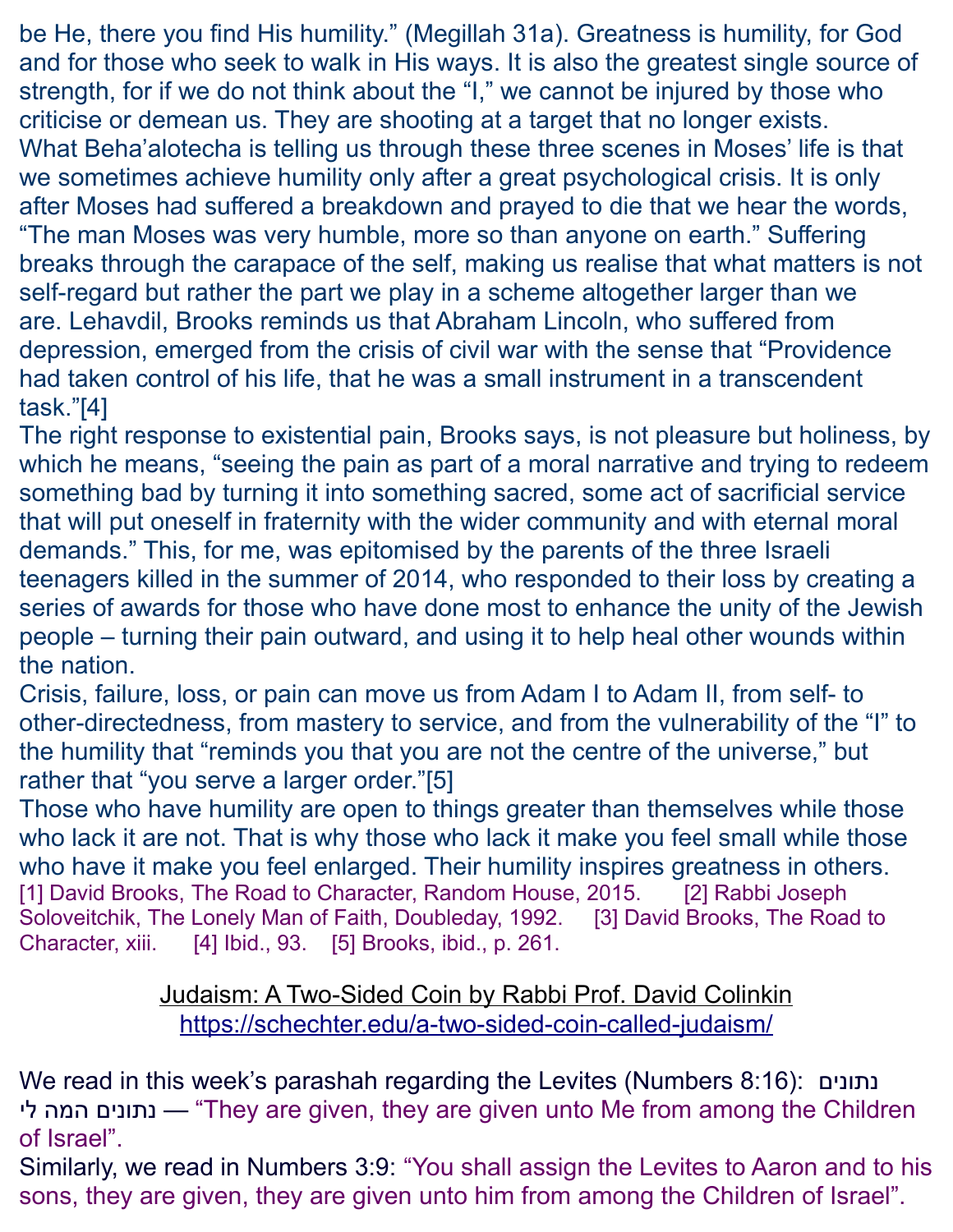be He, there you find His humility." (Megillah 31a). Greatness is humility, for God and for those who seek to walk in His ways. It is also the greatest single source of strength, for if we do not think about the "I," we cannot be injured by those who criticise or demean us. They are shooting at a target that no longer exists.

What Beha'alotecha is telling us through these three scenes in Moses' life is that we sometimes achieve humility only after a great psychological crisis. It is only after Moses had suffered a breakdown and prayed to die that we hear the words, "The man Moses was very humble, more so than anyone on earth." Suffering breaks through the carapace of the self, making us realise that what matters is not self-regard but rather the part we play in a scheme altogether larger than we are. Lehavdil, Brooks reminds us that Abraham Lincoln, who suffered from depression, emerged from the crisis of civil war with the sense that "Providence had taken control of his life, that he was a small instrument in a transcendent task."[4]

The right response to existential pain, Brooks says, is not pleasure but holiness, by which he means, "seeing the pain as part of a moral narrative and trying to redeem something bad by turning it into something sacred, some act of sacrificial service that will put oneself in fraternity with the wider community and with eternal moral demands." This, for me, was epitomised by the parents of the three Israeli teenagers killed in the summer of 2014, who responded to their loss by creating a series of awards for those who have done most to enhance the unity of the Jewish people – turning their pain outward, and using it to help heal other wounds within the nation.

Crisis, failure, loss, or pain can move us from Adam I to Adam II, from self- to other-directedness, from mastery to service, and from the vulnerability of the "I" to the humility that "reminds you that you are not the centre of the universe," but rather that "you serve a larger order."[5]

Those who have humility are open to things greater than themselves while those who lack it are not. That is why those who lack it make you feel small while those who have it make you feel enlarged. Their humility inspires greatness in others.

[1] David Brooks, The Road to Character, Random House, 2015. [2] Rabbi Joseph Soloveitchik, The Lonely Man of Faith, Doubleday, 1992. [3] David Brooks, The Road to Character, xiii. [4] Ibid., 93. [5] Brooks, ibid., p. 261.

## Judaism: A Two-Sided Coin by Rabbi Prof. David Colinkin

https://schechter.edu/a-two-sided-coin-called-judaism/

We read in this week's parashah regarding the Levites (Numbers 8:16): נתונים נתונים המה לי — "They are given, they are given unto Me from among the Children of Israel".

Similarly, we read in Numbers 3:9: "You shall assign the Levites to Aaron and to his sons, they are given, they are given unto him from among the Children of Israel".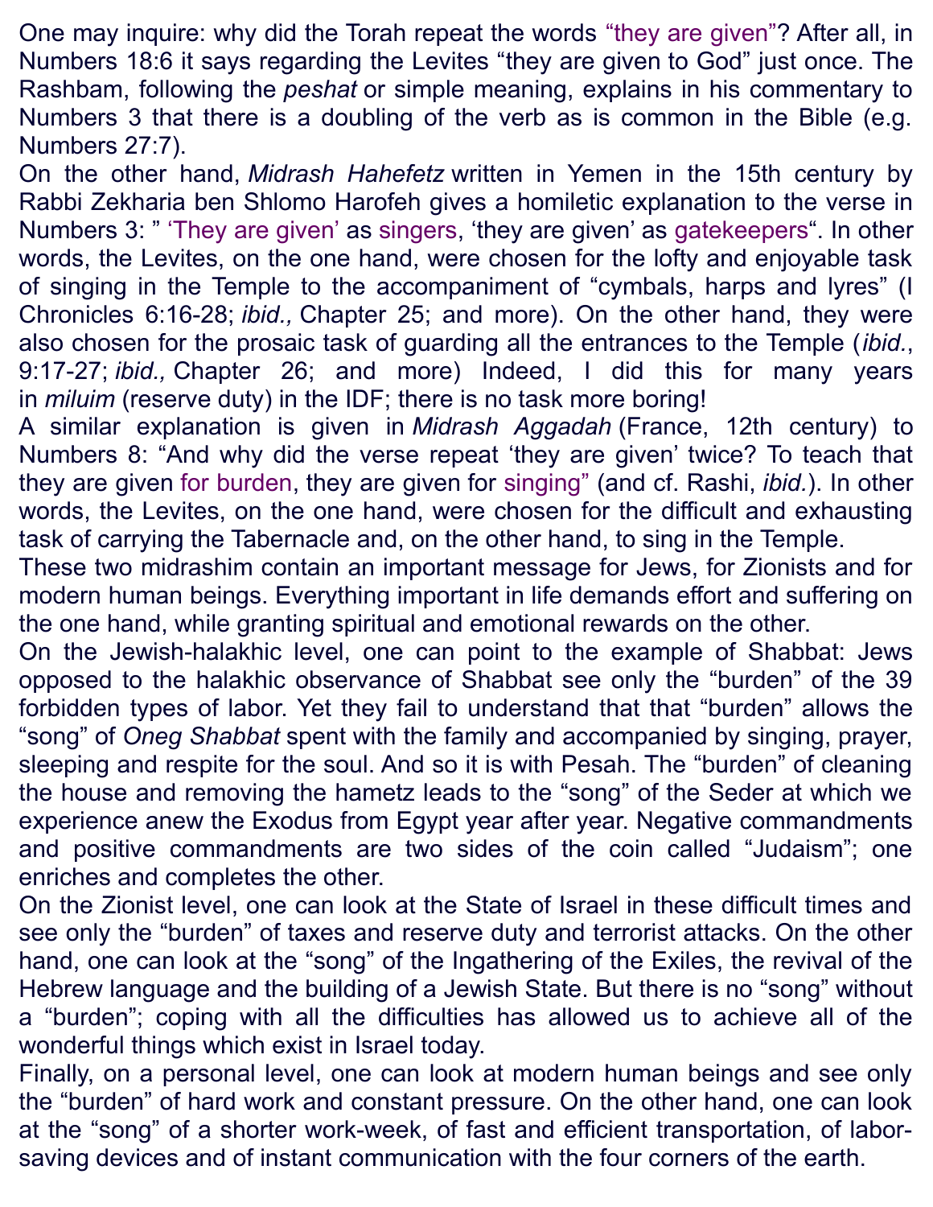One may inquire: why did the Torah repeat the words "they are given"? After all, in Numbers 18:6 it says regarding the Levites "they are given to God" just once. The Rashbam, following the *peshat* or simple meaning, explains in his commentary to Numbers 3 that there is a doubling of the verb as is common in the Bible (e.g. Numbers 27:7).

On the other hand, *Midrash Hahefetz* written in Yemen in the 15th century by Rabbi Zekharia ben Shlomo Harofeh gives a homiletic explanation to the verse in Numbers 3: " 'They are given' as singers, 'they are given' as gatekeepers". In other words, the Levites, on the one hand, were chosen for the lofty and enjoyable task of singing in the Temple to the accompaniment of "cymbals, harps and lyres" (I Chronicles 6:16-28; *ibid.,* Chapter 25; and more). On the other hand, they were also chosen for the prosaic task of guarding all the entrances to the Temple (*ibid.*, 9:17-27; *ibid.,* Chapter 26; and more) Indeed, I did this for many years in *miluim* (reserve duty) in the IDF; there is no task more boring!

A similar explanation is given in *Midrash Aggadah* (France, 12th century) to Numbers 8: "And why did the verse repeat 'they are given' twice? To teach that they are given for burden, they are given for singing" (and cf. Rashi, *ibid.*). In other words, the Levites, on the one hand, were chosen for the difficult and exhausting task of carrying the Tabernacle and, on the other hand, to sing in the Temple.

These two midrashim contain an important message for Jews, for Zionists and for modern human beings. Everything important in life demands effort and suffering on the one hand, while granting spiritual and emotional rewards on the other.

On the Jewish-halakhic level, one can point to the example of Shabbat: Jews opposed to the halakhic observance of Shabbat see only the "burden" of the 39 forbidden types of labor. Yet they fail to understand that that "burden" allows the "song" of *Oneg Shabbat* spent with the family and accompanied by singing, prayer, sleeping and respite for the soul. And so it is with Pesah. The "burden" of cleaning the house and removing the hametz leads to the "song" of the Seder at which we experience anew the Exodus from Egypt year after year. Negative commandments and positive commandments are two sides of the coin called "Judaism"; one enriches and completes the other.

On the Zionist level, one can look at the State of Israel in these difficult times and see only the "burden" of taxes and reserve duty and terrorist attacks. On the other hand, one can look at the "song" of the Ingathering of the Exiles, the revival of the Hebrew language and the building of a Jewish State. But there is no "song" without a "burden"; coping with all the difficulties has allowed us to achieve all of the wonderful things which exist in Israel today.

Finally, on a personal level, one can look at modern human beings and see only the "burden" of hard work and constant pressure. On the other hand, one can look at the "song" of a shorter work-week, of fast and efficient transportation, of labor-saving devices and of instant communication with the four corners of the earth.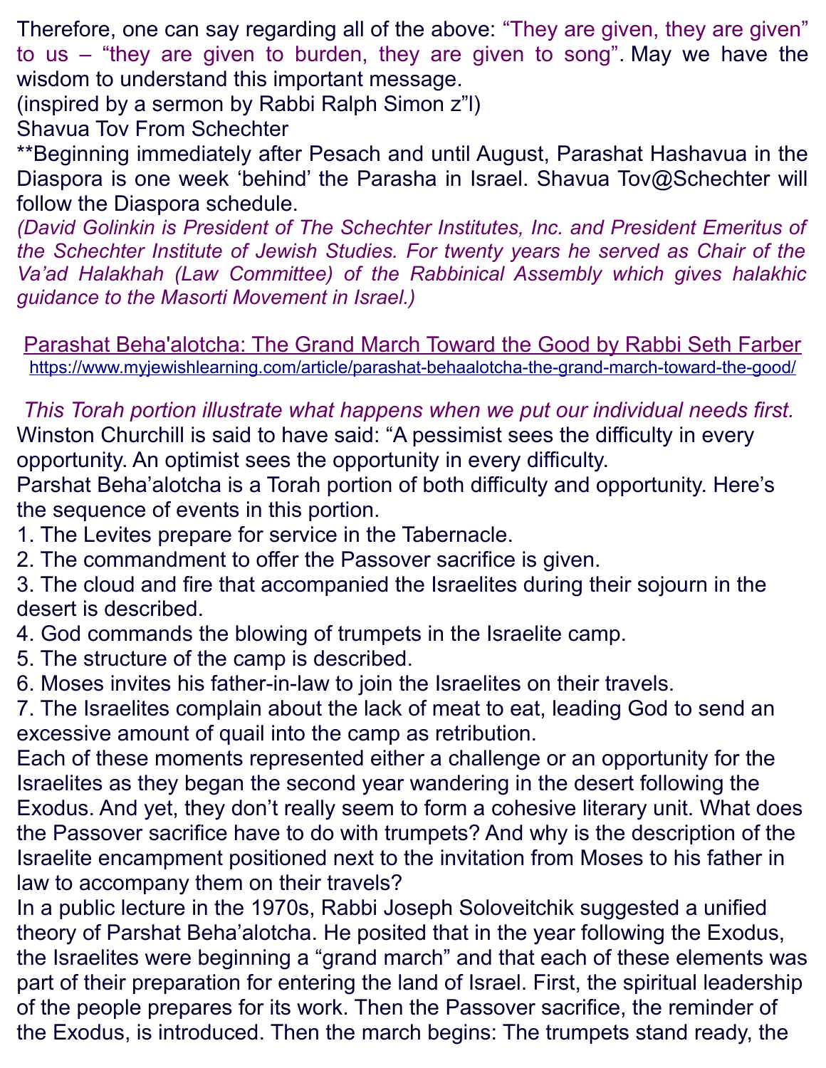Therefore, one can say regarding all of the above: "They are given, they are given" to us – "they are given to burden, they are given to song". May we have the wisdom to understand this important message.
(inspired by a sermon by Rabbi Ralph Simon z"l)
Shavua Tov From Schechter
**Beginning immediately after Pesach and until August, Parashat Hashavua in the Diaspora is one week 'behind' the Parasha in Israel. Shavua Tov@Schechter will follow the Diaspora schedule.
*(David Golinkin is President of The Schechter Institutes, Inc. and President Emeritus of the Schechter Institute of Jewish Studies. For twenty years he served as Chair of the Va'ad Halakhah (Law Committee) of the Rabbinical Assembly which gives halakhic guidance to the Masorti Movement in Israel.)*

## Parashat Beha'alotcha: The Grand March Toward the Good by Rabbi Seth Farber

https://www.myjewishlearning.com/article/parashat-behaalotcha-the-grand-march-toward-the-good/

*This Torah portion illustrate what happens when we put our individual needs first.*

Winston Churchill is said to have said: "A pessimist sees the difficulty in every opportunity. An optimist sees the opportunity in every difficulty.

Parshat Beha'alotcha is a Torah portion of both difficulty and opportunity. Here's the sequence of events in this portion.

1. The Levites prepare for service in the Tabernacle.
2. The commandment to offer the Passover sacrifice is given.
3. The cloud and fire that accompanied the Israelites during their sojourn in the desert is described.
4. God commands the blowing of trumpets in the Israelite camp.
5. The structure of the camp is described.
6. Moses invites his father-in-law to join the Israelites on their travels.
7. The Israelites complain about the lack of meat to eat, leading God to send an excessive amount of quail into the camp as retribution.

Each of these moments represented either a challenge or an opportunity for the Israelites as they began the second year wandering in the desert following the Exodus. And yet, they don't really seem to form a cohesive literary unit. What does the Passover sacrifice have to do with trumpets? And why is the description of the Israelite encampment positioned next to the invitation from Moses to his father in law to accompany them on their travels?

In a public lecture in the 1970s, Rabbi Joseph Soloveitchik suggested a unified theory of Parshat Beha'alotcha. He posited that in the year following the Exodus, the Israelites were beginning a "grand march" and that each of these elements was part of their preparation for entering the land of Israel. First, the spiritual leadership of the people prepares for its work. Then the Passover sacrifice, the reminder of the Exodus, is introduced. Then the march begins: The trumpets stand ready, the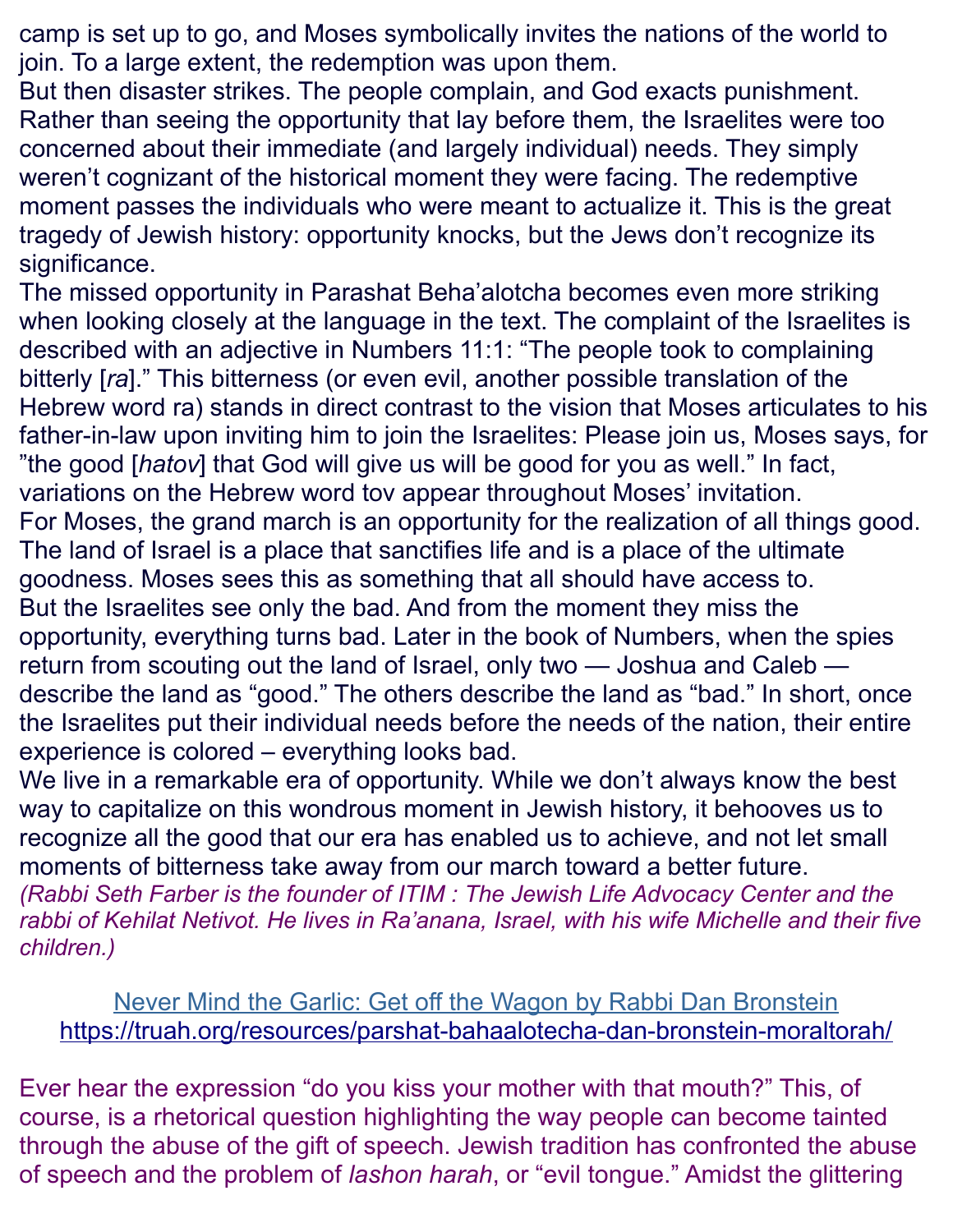camp is set up to go, and Moses symbolically invites the nations of the world to join. To a large extent, the redemption was upon them.

But then disaster strikes. The people complain, and God exacts punishment. Rather than seeing the opportunity that lay before them, the Israelites were too concerned about their immediate (and largely individual) needs. They simply weren't cognizant of the historical moment they were facing. The redemptive moment passes the individuals who were meant to actualize it. This is the great tragedy of Jewish history: opportunity knocks, but the Jews don't recognize its significance.

The missed opportunity in Parashat Beha'alotcha becomes even more striking when looking closely at the language in the text. The complaint of the Israelites is described with an adjective in Numbers 11:1: "The people took to complaining bitterly [*ra*]." This bitterness (or even evil, another possible translation of the Hebrew word ra) stands in direct contrast to the vision that Moses articulates to his father-in-law upon inviting him to join the Israelites: Please join us, Moses says, for "the good [*hatov*] that God will give us will be good for you as well." In fact, variations on the Hebrew word tov appear throughout Moses' invitation.

For Moses, the grand march is an opportunity for the realization of all things good. The land of Israel is a place that sanctifies life and is a place of the ultimate goodness. Moses sees this as something that all should have access to.

But the Israelites see only the bad. And from the moment they miss the opportunity, everything turns bad. Later in the book of Numbers, when the spies return from scouting out the land of Israel, only two — Joshua and Caleb — describe the land as "good." The others describe the land as "bad." In short, once the Israelites put their individual needs before the needs of the nation, their entire experience is colored – everything looks bad.

We live in a remarkable era of opportunity. While we don't always know the best way to capitalize on this wondrous moment in Jewish history, it behooves us to recognize all the good that our era has enabled us to achieve, and not let small moments of bitterness take away from our march toward a better future.

*(Rabbi Seth Farber is the founder of ITIM : The Jewish Life Advocacy Center and the rabbi of Kehilat Netivot. He lives in Ra'anana, Israel, with his wife Michelle and their five children.)*

## Never Mind the Garlic: Get off the Wagon by Rabbi Dan Bronstein

https://truah.org/resources/parshat-bahaalotecha-dan-bronstein-moraltorah/

Ever hear the expression "do you kiss your mother with that mouth?" This, of course, is a rhetorical question highlighting the way people can become tainted through the abuse of the gift of speech. Jewish tradition has confronted the abuse of speech and the problem of *lashon harah*, or "evil tongue." Amidst the glittering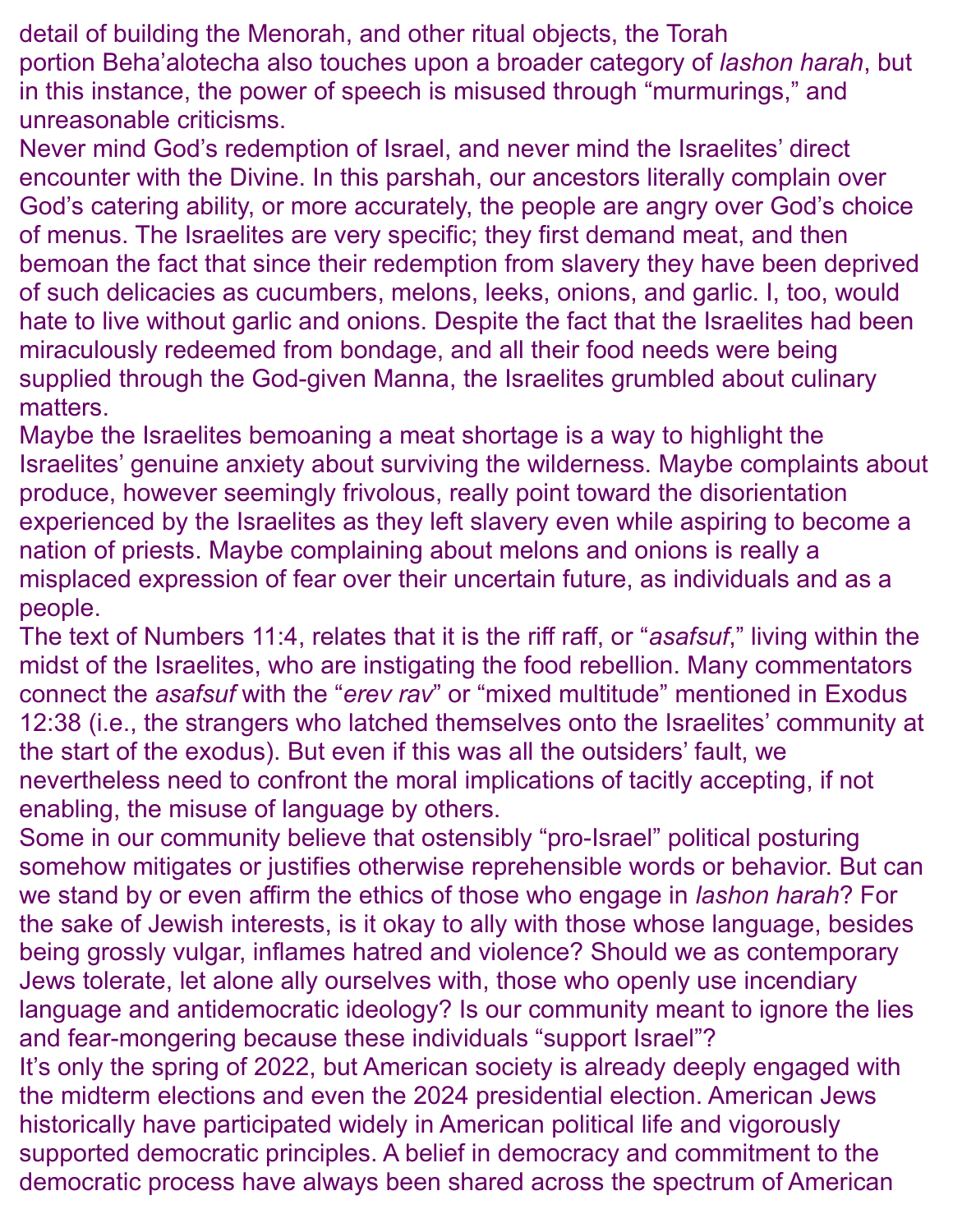detail of building the Menorah, and other ritual objects, the Torah portion Beha'alotecha also touches upon a broader category of *lashon harah*, but in this instance, the power of speech is misused through "murmurings," and unreasonable criticisms.

Never mind God's redemption of Israel, and never mind the Israelites' direct encounter with the Divine. In this parshah, our ancestors literally complain over God's catering ability, or more accurately, the people are angry over God's choice of menus. The Israelites are very specific; they first demand meat, and then bemoan the fact that since their redemption from slavery they have been deprived of such delicacies as cucumbers, melons, leeks, onions, and garlic. I, too, would hate to live without garlic and onions. Despite the fact that the Israelites had been miraculously redeemed from bondage, and all their food needs were being supplied through the God-given Manna, the Israelites grumbled about culinary matters.

Maybe the Israelites bemoaning a meat shortage is a way to highlight the Israelites' genuine anxiety about surviving the wilderness. Maybe complaints about produce, however seemingly frivolous, really point toward the disorientation experienced by the Israelites as they left slavery even while aspiring to become a nation of priests. Maybe complaining about melons and onions is really a misplaced expression of fear over their uncertain future, as individuals and as a people.

The text of Numbers 11:4, relates that it is the riff raff, or "*asafsuf*," living within the midst of the Israelites, who are instigating the food rebellion. Many commentators connect the *asafsuf* with the "*erev rav*" or "mixed multitude" mentioned in Exodus 12:38 (i.e., the strangers who latched themselves onto the Israelites' community at the start of the exodus). But even if this was all the outsiders' fault, we nevertheless need to confront the moral implications of tacitly accepting, if not enabling, the misuse of language by others.

Some in our community believe that ostensibly "pro-Israel" political posturing somehow mitigates or justifies otherwise reprehensible words or behavior. But can we stand by or even affirm the ethics of those who engage in *lashon harah*? For the sake of Jewish interests, is it okay to ally with those whose language, besides being grossly vulgar, inflames hatred and violence? Should we as contemporary Jews tolerate, let alone ally ourselves with, those who openly use incendiary language and antidemocratic ideology? Is our community meant to ignore the lies and fear-mongering because these individuals "support Israel"?

It's only the spring of 2022, but American society is already deeply engaged with the midterm elections and even the 2024 presidential election. American Jews historically have participated widely in American political life and vigorously supported democratic principles. A belief in democracy and commitment to the democratic process have always been shared across the spectrum of American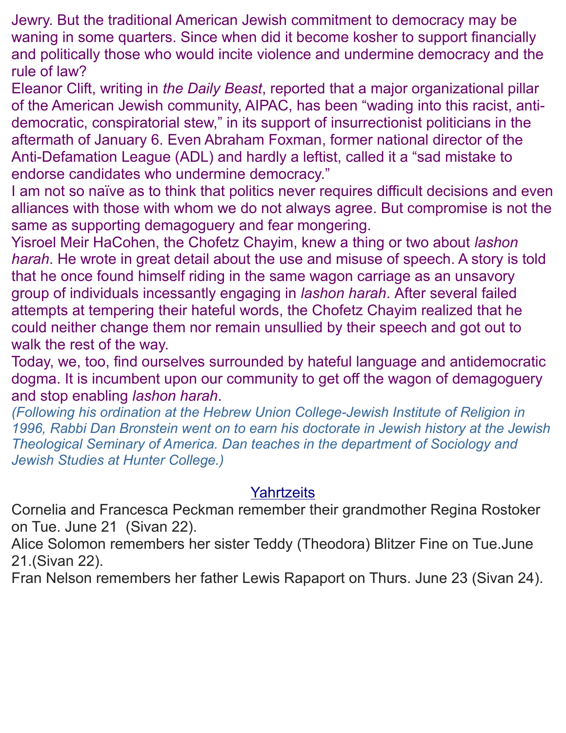Jewry. But the traditional American Jewish commitment to democracy may be waning in some quarters. Since when did it become kosher to support financially and politically those who would incite violence and undermine democracy and the rule of law?

Eleanor Clift, writing in *the Daily Beast*, reported that a major organizational pillar of the American Jewish community, AIPAC, has been “wading into this racist, anti-democratic, conspiratorial stew,” in its support of insurrectionist politicians in the aftermath of January 6. Even Abraham Foxman, former national director of the Anti-Defamation League (ADL) and hardly a leftist, called it a “sad mistake to endorse candidates who undermine democracy.”

I am not so naïve as to think that politics never requires difficult decisions and even alliances with those with whom we do not always agree. But compromise is not the same as supporting demagoguery and fear mongering.

Yisroel Meir HaCohen, the Chofetz Chayim, knew a thing or two about *lashon harah*. He wrote in great detail about the use and misuse of speech. A story is told that he once found himself riding in the same wagon carriage as an unsavory group of individuals incessantly engaging in *lashon harah*. After several failed attempts at tempering their hateful words, the Chofetz Chayim realized that he could neither change them nor remain unsullied by their speech and got out to walk the rest of the way.

Today, we, too, find ourselves surrounded by hateful language and antidemocratic dogma. It is incumbent upon our community to get off the wagon of demagoguery and stop enabling *lashon harah*.

*(Following his ordination at the Hebrew Union College-Jewish Institute of Religion in 1996, Rabbi Dan Bronstein went on to earn his doctorate in Jewish history at the Jewish Theological Seminary of America. Dan teaches in the department of Sociology and Jewish Studies at Hunter College.)*

## Yahrtzeits

Cornelia and Francesca Peckman remember their grandmother Regina Rostoker on Tue. June 21 (Sivan 22).

Alice Solomon remembers her sister Teddy (Theodora) Blitzer Fine on Tue.June 21.(Sivan 22).

Fran Nelson remembers her father Lewis Rapaport on Thurs. June 23 (Sivan 24).